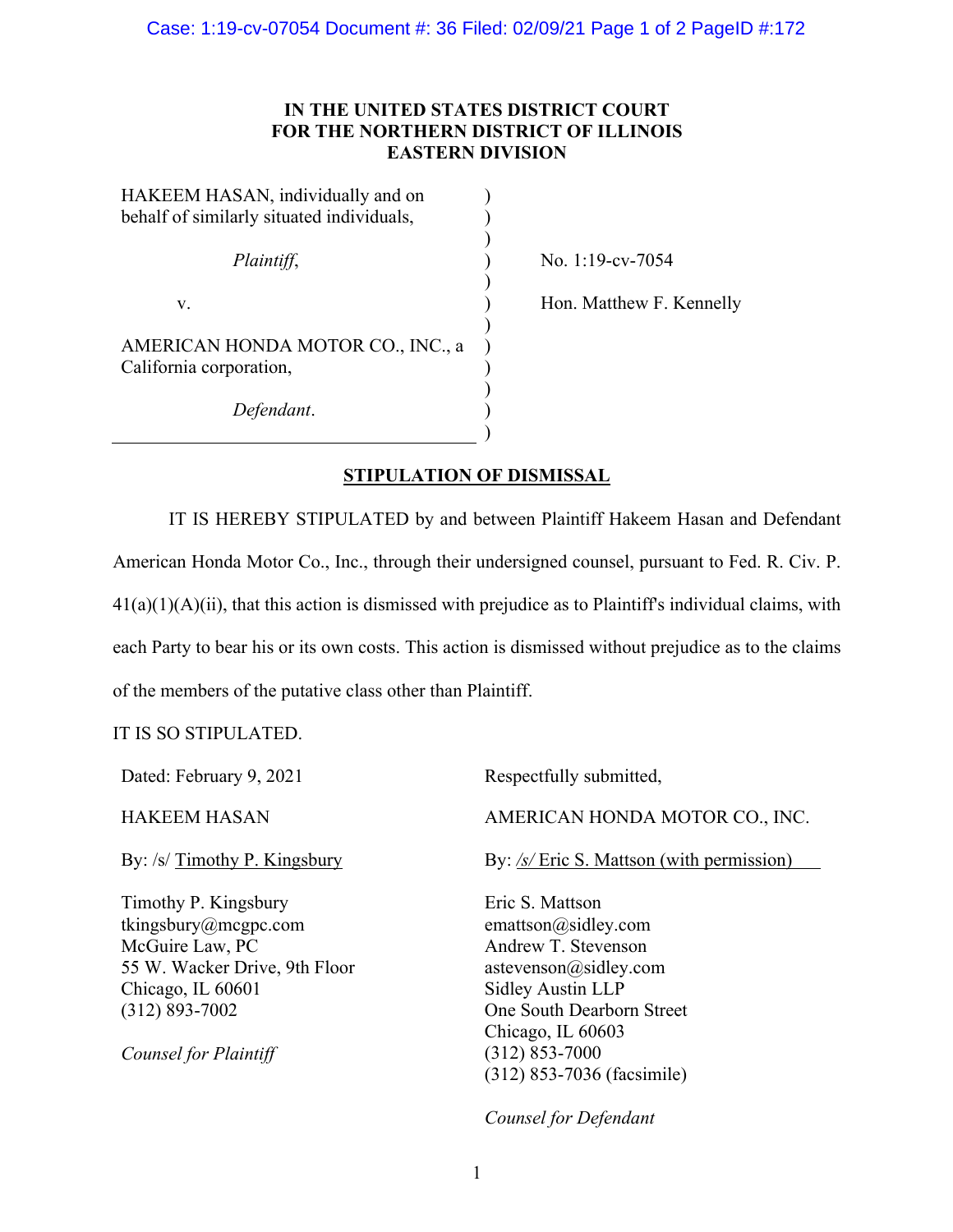**IN THE UNITED STATES DISTRICT COURT**
**FOR THE NORTHERN DISTRICT OF ILLINOIS**
**EASTERN DIVISION**

| | | |
|---|---|---|
| HAKEEM HASAN, individually and on behalf of similarly situated individuals, | ) | |
| *Plaintiff*, | ) | No. 1:19-cv-7054 |
| v. | ) | Hon. Matthew F. Kennelly |
| AMERICAN HONDA MOTOR CO., INC., a California corporation, | ) | |
| *Defendant*. | ) | |

**STIPULATION OF DISMISSAL**

IT IS HEREBY STIPULATED by and between Plaintiff Hakeem Hasan and Defendant American Honda Motor Co., Inc., through their undersigned counsel, pursuant to Fed. R. Civ. P. 41(a)(1)(A)(ii), that this action is dismissed with prejudice as to Plaintiff's individual claims, with each Party to bear his or its own costs. This action is dismissed without prejudice as to the claims of the members of the putative class other than Plaintiff.

IT IS SO STIPULATED.

Dated: February 9, 2021

Respectfully submitted,

HAKEEM HASAN

By: /s/ Timothy P. Kingsbury

Timothy P. Kingsbury
tkingsbury@mcgpc.com
McGuire Law, PC
55 W. Wacker Drive, 9th Floor
Chicago, IL 60601
(312) 893-7002

*Counsel for Plaintiff*

AMERICAN HONDA MOTOR CO., INC.

By: /s/ Eric S. Mattson (with permission)

Eric S. Mattson
emattson@sidley.com
Andrew T. Stevenson
astevenson@sidley.com
Sidley Austin LLP
One South Dearborn Street
Chicago, IL 60603
(312) 853-7000
(312) 853-7036 (facsimile)

*Counsel for Defendant*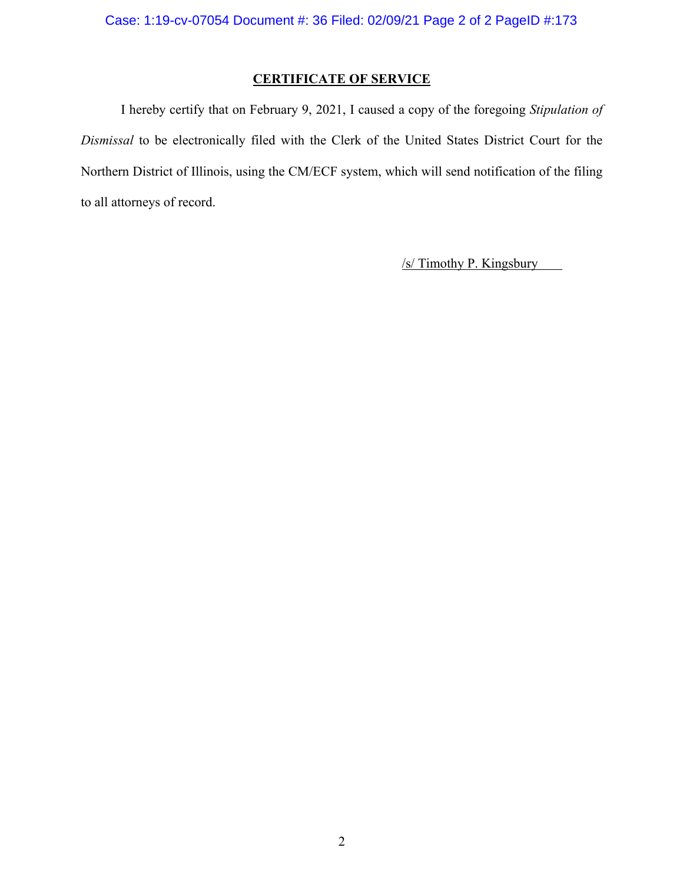## CERTIFICATE OF SERVICE

I hereby certify that on February 9, 2021, I caused a copy of the foregoing *Stipulation of Dismissal* to be electronically filed with the Clerk of the United States District Court for the Northern District of Illinois, using the CM/ECF system, which will send notification of the filing to all attorneys of record.

/s/ Timothy P. Kingsbury